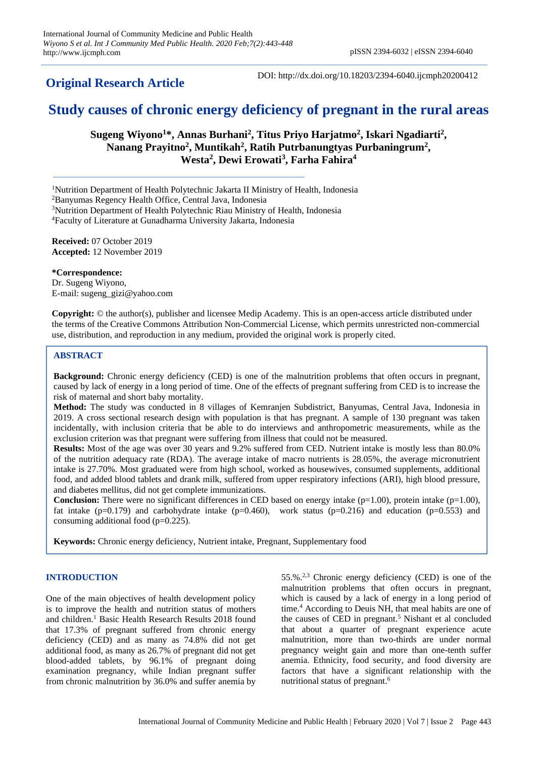**Original Research Article**

DOI: http://dx.doi.org/10.18203/2394-6040.ijcmph20200412

# Study causes of chronic energy deficiency of pregnant in the rural areas

**Sugeng Wiyono[1]*, Annas Burhani[2], Titus Priyo Harjatmo[2], Iskari Ngadiarti[2], Nanang Prayitno[2], Muntikah[2], Ratih Putrbanungtyas Purbaningrum[2], Westa[2], Dewi Erowati[3], Farha Fahira[4]**

[1]Nutrition Department of Health Polytechnic Jakarta II Ministry of Health, Indonesia
[2]Banyumas Regency Health Office, Central Java, Indonesia
[3]Nutrition Department of Health Polytechnic Riau Ministry of Health, Indonesia
[4]Faculty of Literature at Gunadharma University Jakarta, Indonesia

**Received:** 07 October 2019
**Accepted:** 12 November 2019

**\*Correspondence:**
Dr. Sugeng Wiyono,
E-mail: sugeng_gizi@yahoo.com

**Copyright:** © the author(s), publisher and licensee Medip Academy. This is an open-access article distributed under the terms of the Creative Commons Attribution Non-Commercial License, which permits unrestricted non-commercial use, distribution, and reproduction in any medium, provided the original work is properly cited.

## ABSTRACT

**Background:** Chronic energy deficiency (CED) is one of the malnutrition problems that often occurs in pregnant, caused by lack of energy in a long period of time. One of the effects of pregnant suffering from CED is to increase the risk of maternal and short baby mortality.

**Method:** The study was conducted in 8 villages of Kemranjen Subdistrict, Banyumas, Central Java, Indonesia in 2019. A cross sectional research design with population is that has pregnant. A sample of 130 pregnant was taken incidentally, with inclusion criteria that be able to do interviews and anthropometric measurements, while as the exclusion criterion was that pregnant were suffering from illness that could not be measured.

**Results:** Most of the age was over 30 years and 9.2% suffered from CED. Nutrient intake is mostly less than 80.0% of the nutrition adequacy rate (RDA). The average intake of macro nutrients is 28.05%, the average micronutrient intake is 27.70%. Most graduated were from high school, worked as housewives, consumed supplements, additional food, and added blood tablets and drank milk, suffered from upper respiratory infections (ARI), high blood pressure, and diabetes mellitus, did not get complete immunizations.

**Conclusion:** There were no significant differences in CED based on energy intake (p=1.00), protein intake (p=1.00), fat intake (p=0.179) and carbohydrate intake (p=0.460), work status (p=0.216) and education (p=0.553) and consuming additional food (p=0.225).

**Keywords:** Chronic energy deficiency, Nutrient intake, Pregnant, Supplementary food

## INTRODUCTION

One of the main objectives of health development policy is to improve the health and nutrition status of mothers and children.[1] Basic Health Research Results 2018 found that 17.3% of pregnant suffered from chronic energy deficiency (CED) and as many as 74.8% did not get additional food, as many as 26.7% of pregnant did not get blood-added tablets, by 96.1% of pregnant doing examination pregnancy, while Indian pregnant suffer from chronic malnutrition by 36.0% and suffer anemia by 55.%.[2,3] Chronic energy deficiency (CED) is one of the malnutrition problems that often occurs in pregnant, which is caused by a lack of energy in a long period of time.[4] According to Deuis NH, that meal habits are one of the causes of CED in pregnant.[5] Nishant et al concluded that about a quarter of pregnant experience acute malnutrition, more than two-thirds are under normal pregnancy weight gain and more than one-tenth suffer anemia. Ethnicity, food security, and food diversity are factors that have a significant relationship with the nutritional status of pregnant.[6]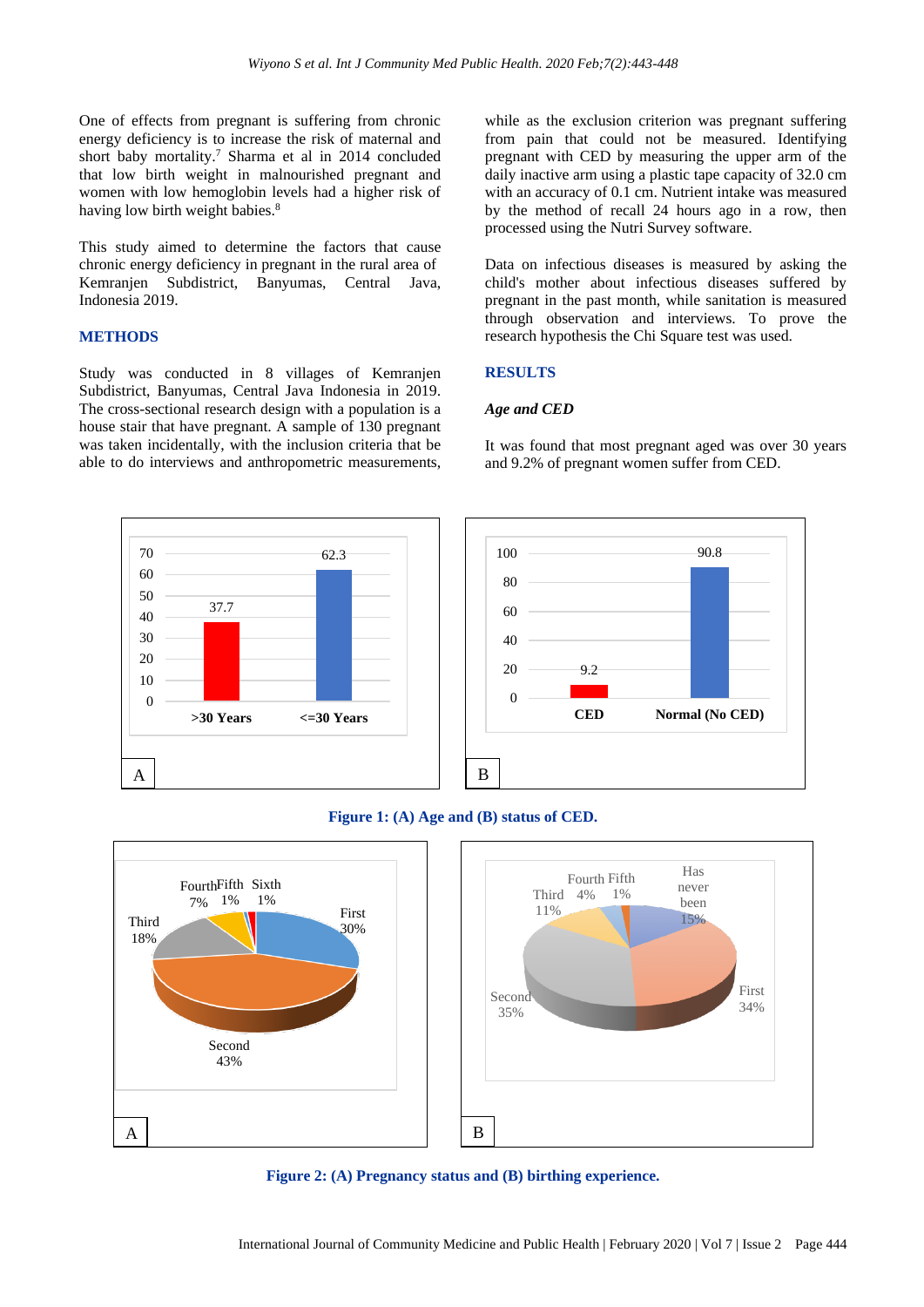One of effects from pregnant is suffering from chronic energy deficiency is to increase the risk of maternal and short baby mortality.[7] Sharma et al in 2014 concluded that low birth weight in malnourished pregnant and women with low hemoglobin levels had a higher risk of having low birth weight babies.[8]

This study aimed to determine the factors that cause chronic energy deficiency in pregnant in the rural area of Kemranjen Subdistrict, Banyumas, Central Java, Indonesia 2019.

## METHODS

Study was conducted in 8 villages of Kemranjen Subdistrict, Banyumas, Central Java Indonesia in 2019. The cross-sectional research design with a population is a house stair that have pregnant. A sample of 130 pregnant was taken incidentally, with the inclusion criteria that be able to do interviews and anthropometric measurements, while as the exclusion criterion was pregnant suffering from pain that could not be measured. Identifying pregnant with CED by measuring the upper arm of the daily inactive arm using a plastic tape capacity of 32.0 cm with an accuracy of 0.1 cm. Nutrient intake was measured by the method of recall 24 hours ago in a row, then processed using the Nutri Survey software.

Data on infectious diseases is measured by asking the child's mother about infectious diseases suffered by pregnant in the past month, while sanitation is measured through observation and interviews. To prove the research hypothesis the Chi Square test was used.

## RESULTS

### *Age and CED*

It was found that most pregnant aged was over 30 years and 9.2% of pregnant women suffer from CED.

**Figure 1: (A) Age and (B) status of CED.**

**Figure 2: (A) Pregnancy status and (B) birthing experience.**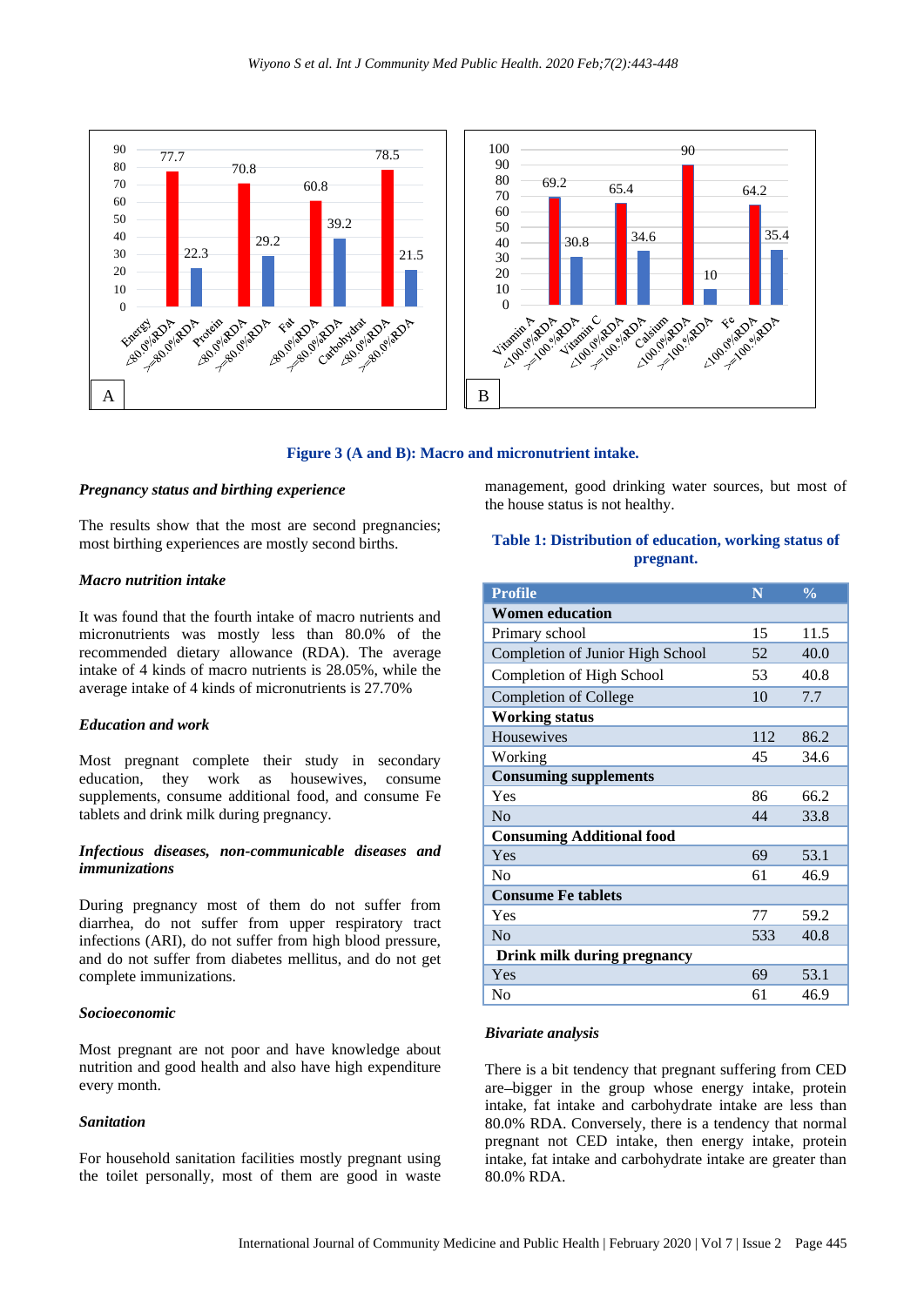Figure 3 (A and B): Macro and micronutrient intake.

#### *Pregnancy status and birthing experience*

The results show that the most are second pregnancies; most birthing experiences are mostly second births.

#### *Macro nutrition intake*

It was found that the fourth intake of macro nutrients and micronutrients was mostly less than 80.0% of the recommended dietary allowance (RDA). The average intake of 4 kinds of macro nutrients is 28.05%, while the average intake of 4 kinds of micronutrients is 27.70%

#### *Education and work*

Most pregnant complete their study in secondary education, they work as housewives, consume supplements, consume additional food, and consume Fe tablets and drink milk during pregnancy.

#### *Infectious diseases, non-communicable diseases and immunizations*

During pregnancy most of them do not suffer from diarrhea, do not suffer from upper respiratory tract infections (ARI), do not suffer from high blood pressure, and do not suffer from diabetes mellitus, and do not get complete immunizations.

#### *Socioeconomic*

Most pregnant are not poor and have knowledge about nutrition and good health and also have high expenditure every month.

#### *Sanitation*

For household sanitation facilities mostly pregnant using the toilet personally, most of them are good in waste management, good drinking water sources, but most of the house status is not healthy.

**Table 1: Distribution of education, working status of pregnant.**

| Profile | N | % |
|---|---|---|
| **Women education** | | |
| Primary school | 15 | 11.5 |
| Completion of Junior High School | 52 | 40.0 |
| Completion of High School | 53 | 40.8 |
| Completion of College | 10 | 7.7 |
| **Working status** | | |
| Housewives | 112 | 86.2 |
| Working | 45 | 34.6 |
| **Consuming supplements** | | |
| Yes | 86 | 66.2 |
| No | 44 | 33.8 |
| **Consuming Additional food** | | |
| Yes | 69 | 53.1 |
| No | 61 | 46.9 |
| **Consume Fe tablets** | | |
| Yes | 77 | 59.2 |
| No | 533 | 40.8 |
| **Drink milk during pregnancy** | | |
| Yes | 69 | 53.1 |
| No | 61 | 46.9 |

#### *Bivariate analysis*

There is a bit tendency that pregnant suffering from CED are bigger in the group whose energy intake, protein intake, fat intake and carbohydrate intake are less than 80.0% RDA. Conversely, there is a tendency that normal pregnant not CED intake, then energy intake, protein intake, fat intake and carbohydrate intake are greater than 80.0% RDA.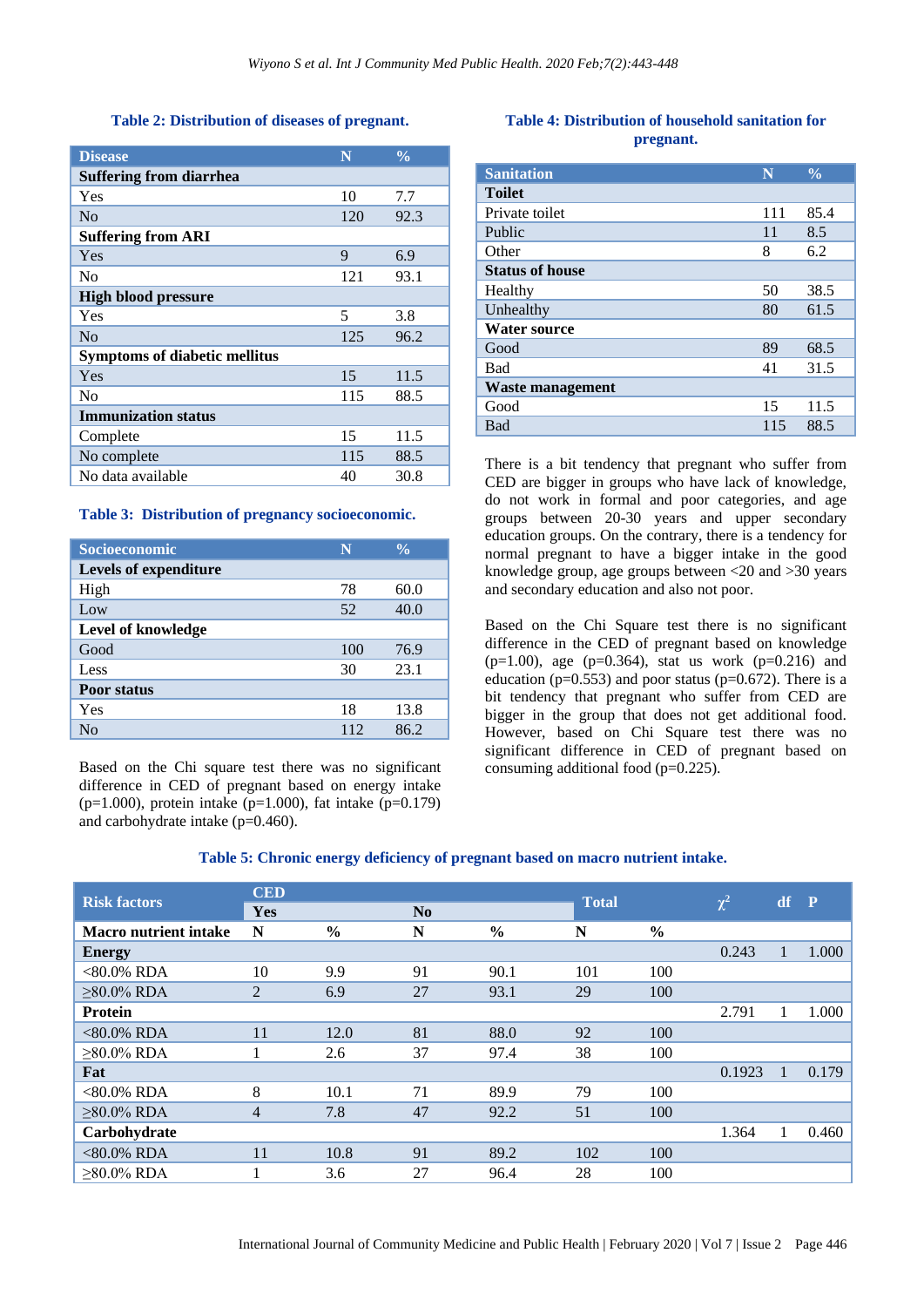**Table 2: Distribution of diseases of pregnant.**

| Disease | N | % |
|---|---|---|
| **Suffering from diarrhea** | | |
| Yes | 10 | 7.7 |
| No | 120 | 92.3 |
| **Suffering from ARI** | | |
| Yes | 9 | 6.9 |
| No | 121 | 93.1 |
| **High blood pressure** | | |
| Yes | 5 | 3.8 |
| No | 125 | 96.2 |
| **Symptoms of diabetic mellitus** | | |
| Yes | 15 | 11.5 |
| No | 115 | 88.5 |
| **Immunization status** | | |
| Complete | 15 | 11.5 |
| No complete | 115 | 88.5 |
| No data available | 40 | 30.8 |

**Table 3: Distribution of pregnancy socioeconomic.**

| Socioeconomic | N | % |
|---|---|---|
| **Levels of expenditure** | | |
| High | 78 | 60.0 |
| Low | 52 | 40.0 |
| **Level of knowledge** | | |
| Good | 100 | 76.9 |
| Less | 30 | 23.1 |
| **Poor status** | | |
| Yes | 18 | 13.8 |
| No | 112 | 86.2 |

Based on the Chi square test there was no significant difference in CED of pregnant based on energy intake (p=1.000), protein intake (p=1.000), fat intake (p=0.179) and carbohydrate intake (p=0.460).

**Table 4: Distribution of household sanitation for pregnant.**

| Sanitation | N | % |
|---|---|---|
| **Toilet** | | |
| Private toilet | 111 | 85.4 |
| Public | 11 | 8.5 |
| Other | 8 | 6.2 |
| **Status of house** | | |
| Healthy | 50 | 38.5 |
| Unhealthy | 80 | 61.5 |
| **Water source** | | |
| Good | 89 | 68.5 |
| Bad | 41 | 31.5 |
| **Waste management** | | |
| Good | 15 | 11.5 |
| Bad | 115 | 88.5 |

There is a bit tendency that pregnant who suffer from CED are bigger in groups who have lack of knowledge, do not work in formal and poor categories, and age groups between 20-30 years and upper secondary education groups. On the contrary, there is a tendency for normal pregnant to have a bigger intake in the good knowledge group, age groups between <20 and >30 years and secondary education and also not poor.

Based on the Chi Square test there is no significant difference in the CED of pregnant based on knowledge (p=1.00), age (p=0.364), stat us work (p=0.216) and education (p=0.553) and poor status (p=0.672). There is a bit tendency that pregnant who suffer from CED are bigger in the group that does not get additional food. However, based on Chi Square test there was no significant difference in CED of pregnant based on consuming additional food (p=0.225).

**Table 5: Chronic energy deficiency of pregnant based on macro nutrient intake.**

| Risk factors | CED | | | | Total | | $\chi^2$ | df | P |
|---|---|---|---|---|---|---|---|---|---|
| | Yes | | No | | | | | | |
| **Macro nutrient intake** | **N** | **%** | **N** | **%** | **N** | **%** | | | |
| **Energy** | | | | | | | 0.243 | 1 | 1.000 |
| <80.0% RDA | 10 | 9.9 | 91 | 90.1 | 101 | 100 | | | |
| ≥80.0% RDA | 2 | 6.9 | 27 | 93.1 | 29 | 100 | | | |
| **Protein** | | | | | | | 2.791 | 1 | 1.000 |
| <80.0% RDA | 11 | 12.0 | 81 | 88.0 | 92 | 100 | | | |
| ≥80.0% RDA | 1 | 2.6 | 37 | 97.4 | 38 | 100 | | | |
| **Fat** | | | | | | | 0.1923 | 1 | 0.179 |
| <80.0% RDA | 8 | 10.1 | 71 | 89.9 | 79 | 100 | | | |
| ≥80.0% RDA | 4 | 7.8 | 47 | 92.2 | 51 | 100 | | | |
| **Carbohydrate** | | | | | | | 1.364 | 1 | 0.460 |
| <80.0% RDA | 11 | 10.8 | 91 | 89.2 | 102 | 100 | | | |
| ≥80.0% RDA | 1 | 3.6 | 27 | 96.4 | 28 | 100 | | | |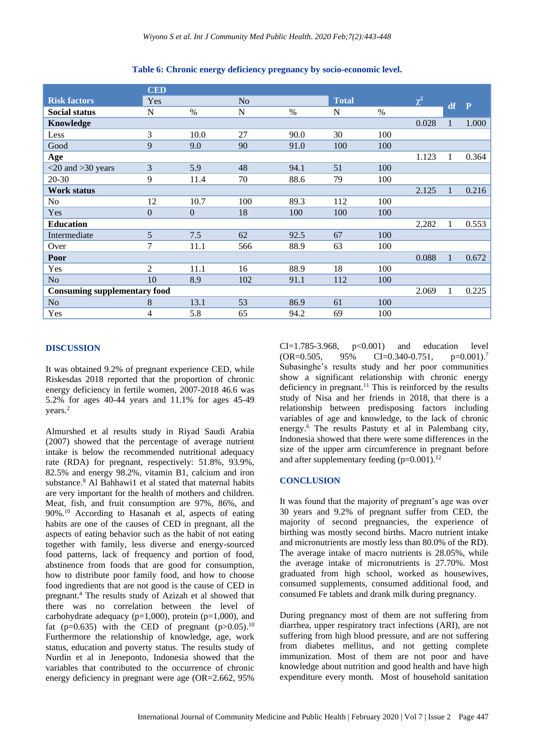**Table 6: Chronic energy deficiency pregnancy by socio-economic level.**

| Risk factors | CED | | | | Total | | $\chi^2$ | df | P |
|---|---|---|---|---|---|---|---|---|---|
| | Yes | | No | | | | | | |
| Social status | N | % | N | % | N | % | | | |
| **Knowledge** | | | | | | | 0.028 | 1 | 1.000 |
| Less | 3 | 10.0 | 27 | 90.0 | 30 | 100 | | | |
| Good | 9 | 9.0 | 90 | 91.0 | 100 | 100 | | | |
| **Age** | | | | | | | 1.123 | 1 | 0.364 |
| <20 and >30 years | 3 | 5.9 | 48 | 94.1 | 51 | 100 | | | |
| 20-30 | 9 | 11.4 | 70 | 88.6 | 79 | 100 | | | |
| **Work status** | | | | | | | 2.125 | 1 | 0.216 |
| No | 12 | 10.7 | 100 | 89.3 | 112 | 100 | | | |
| Yes | 0 | 0 | 18 | 100 | 100 | 100 | | | |
| **Education** | | | | | | | 2,282 | 1 | 0.553 |
| Intermediate | 5 | 7.5 | 62 | 92.5 | 67 | 100 | | | |
| Over | 7 | 11.1 | 566 | 88.9 | 63 | 100 | | | |
| **Poor** | | | | | | | 0.088 | 1 | 0.672 |
| Yes | 2 | 11.1 | 16 | 88.9 | 18 | 100 | | | |
| No | 10 | 8.9 | 102 | 91.1 | 112 | 100 | | | |
| **Consuming supplementary food** | | | | | | | 2.069 | 1 | 0.225 |
| No | 8 | 13.1 | 53 | 86.9 | 61 | 100 | | | |
| Yes | 4 | 5.8 | 65 | 94.2 | 69 | 100 | | | |

## DISCUSSION

It was obtained 9.2% of pregnant experience CED, while Riskesdas 2018 reported that the proportion of chronic energy deficiency in fertile women, 2007-2018 46.6 was 5.2% for ages 40-44 years and 11.1% for ages 45-49 years.[2]

Almurshed et al results study in Riyad Saudi Arabia (2007) showed that the percentage of average nutrient intake is below the recommended nutritional adequacy rate (RDA) for pregnant, respectively: 51.8%, 93.9%, 82.5% and energy 98.2%, vitamin B1, calcium and iron substance.[8] Al Bahhawi1 et al stated that maternal habits are very important for the health of mothers and children. Meat, fish, and fruit consumption are 97%, 86%, and 90%.[10] According to Hasanah et al, aspects of eating habits are one of the causes of CED in pregnant, all the aspects of eating behavior such as the habit of not eating together with family, less diverse and energy-sourced food patterns, lack of frequency and portion of food, abstinence from foods that are good for consumption, how to distribute poor family food, and how to choose food ingredients that are not good is the cause of CED in pregnant.[4] The results study of Azizah et al showed that there was no correlation between the level of carbohydrate adequacy (p=1,000), protein (p=1,000), and fat (p=0.635) with the CED of pregnant (p>0.05).[10] Furthermore the relationship of knowledge, age, work status, education and poverty status. The results study of Nurdin et al in Jeneponto, Indonesia showed that the variables that contributed to the occurrence of chronic energy deficiency in pregnant were age (OR=2.662, 95% CI=1.785-3.968, p<0.001) and education level (OR=0.505, 95% CI=0.340-0.751, p=0.001).[7] Subasinghe's results study and her poor communities show a significant relationship with chronic energy deficiency in pregnant.[11] This is reinforced by the results study of Nisa and her friends in 2018, that there is a relationship between predisposing factors including variables of age and knowledge, to the lack of chronic energy.[6] The results Pastuty et al in Palembang city, Indonesia showed that there were some differences in the size of the upper arm circumference in pregnant before and after supplementary feeding (p=0.001).[12]

## CONCLUSION

It was found that the majority of pregnant's age was over 30 years and 9.2% of pregnant suffer from CED, the majority of second pregnancies, the experience of birthing was mostly second births. Macro nutrient intake and micronutrients are mostly less than 80.0% of the RD). The average intake of macro nutrients is 28.05%, while the average intake of micronutrients is 27.70%. Most graduated from high school, worked as housewives, consumed supplements, consumed additional food, and consumed Fe tablets and drank milk during pregnancy.

During pregnancy most of them are not suffering from diarrhea, upper respiratory tract infections (ARI), are not suffering from high blood pressure, and are not suffering from diabetes mellitus, and not getting complete immunization. Most of them are not poor and have knowledge about nutrition and good health and have high expenditure every month. Most of household sanitation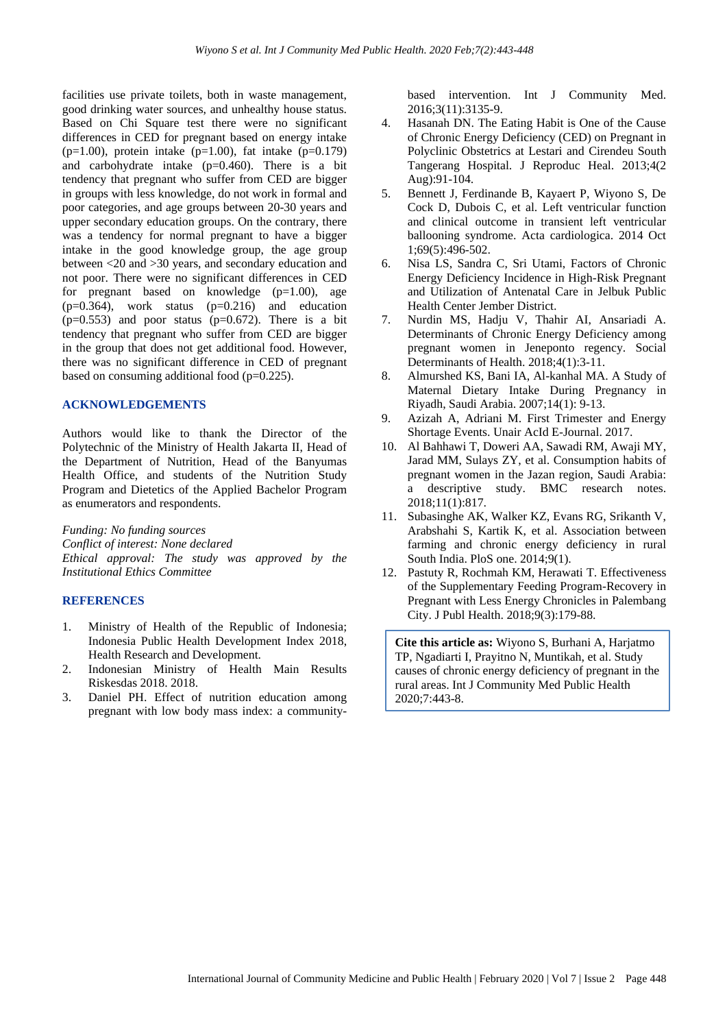facilities use private toilets, both in waste management, good drinking water sources, and unhealthy house status. Based on Chi Square test there were no significant differences in CED for pregnant based on energy intake ($p=1.00$), protein intake ($p=1.00$), fat intake ($p=0.179$) and carbohydrate intake ($p=0.460$). There is a bit tendency that pregnant who suffer from CED are bigger in groups with less knowledge, do not work in formal and poor categories, and age groups between 20-30 years and upper secondary education groups. On the contrary, there was a tendency for normal pregnant to have a bigger intake in the good knowledge group, the age group between <20 and >30 years, and secondary education and not poor. There were no significant differences in CED for pregnant based on knowledge ($p=1.00$), age ($p=0.364$), work status ($p=0.216$) and education ($p=0.553$) and poor status ($p=0.672$). There is a bit tendency that pregnant who suffer from CED are bigger in the group that does not get additional food. However, there was no significant difference in CED of pregnant based on consuming additional food ($p=0.225$).

## ACKNOWLEDGEMENTS

Authors would like to thank the Director of the Polytechnic of the Ministry of Health Jakarta II, Head of the Department of Nutrition, Head of the Banyumas Health Office, and students of the Nutrition Study Program and Dietetics of the Applied Bachelor Program as enumerators and respondents.

*Funding: No funding sources*
*Conflict of interest: None declared*
*Ethical approval: The study was approved by the Institutional Ethics Committee*

## REFERENCES

1. Ministry of Health of the Republic of Indonesia; Indonesia Public Health Development Index 2018, Health Research and Development.
2. Indonesian Ministry of Health Main Results Riskesdas 2018. 2018.
3. Daniel PH. Effect of nutrition education among pregnant with low body mass index: a community-based intervention. Int J Community Med. 2016;3(11):3135-9.
4. Hasanah DN. The Eating Habit is One of the Cause of Chronic Energy Deficiency (CED) on Pregnant in Polyclinic Obstetrics at Lestari and Cirendeu South Tangerang Hospital. J Reproduc Heal. 2013;4(2 Aug):91-104.
5. Bennett J, Ferdinande B, Kayaert P, Wiyono S, De Cock D, Dubois C, et al. Left ventricular function and clinical outcome in transient left ventricular ballooning syndrome. Acta cardiologica. 2014 Oct 1;69(5):496-502.
6. Nisa LS, Sandra C, Sri Utami, Factors of Chronic Energy Deficiency Incidence in High-Risk Pregnant and Utilization of Antenatal Care in Jelbuk Public Health Center Jember District.
7. Nurdin MS, Hadju V, Thahir AI, Ansariadi A. Determinants of Chronic Energy Deficiency among pregnant women in Jeneponto regency. Social Determinants of Health. 2018;4(1):3-11.
8. Almurshed KS, Bani IA, Al-kanhal MA. A Study of Maternal Dietary Intake During Pregnancy in Riyadh, Saudi Arabia. 2007;14(1): 9-13.
9. Azizah A, Adriani M. First Trimester and Energy Shortage Events. Unair AcId E-Journal. 2017.
10. Al Bahhawi T, Doweri AA, Sawadi RM, Awaji MY, Jarad MM, Sulays ZY, et al. Consumption habits of pregnant women in the Jazan region, Saudi Arabia: a descriptive study. BMC research notes. 2018;11(1):817.
11. Subasinghe AK, Walker KZ, Evans RG, Srikanth V, Arabshahi S, Kartik K, et al. Association between farming and chronic energy deficiency in rural South India. PloS one. 2014;9(1).
12. Pastuty R, Rochmah KM, Herawati T. Effectiveness of the Supplementary Feeding Program-Recovery in Pregnant with Less Energy Chronicles in Palembang City. J Publ Health. 2018;9(3):179-88.

**Cite this article as:** Wiyono S, Burhani A, Harjatmo TP, Ngadiarti I, Prayitno N, Muntikah, et al. Study causes of chronic energy deficiency of pregnant in the rural areas. Int J Community Med Public Health 2020;7:443-8.